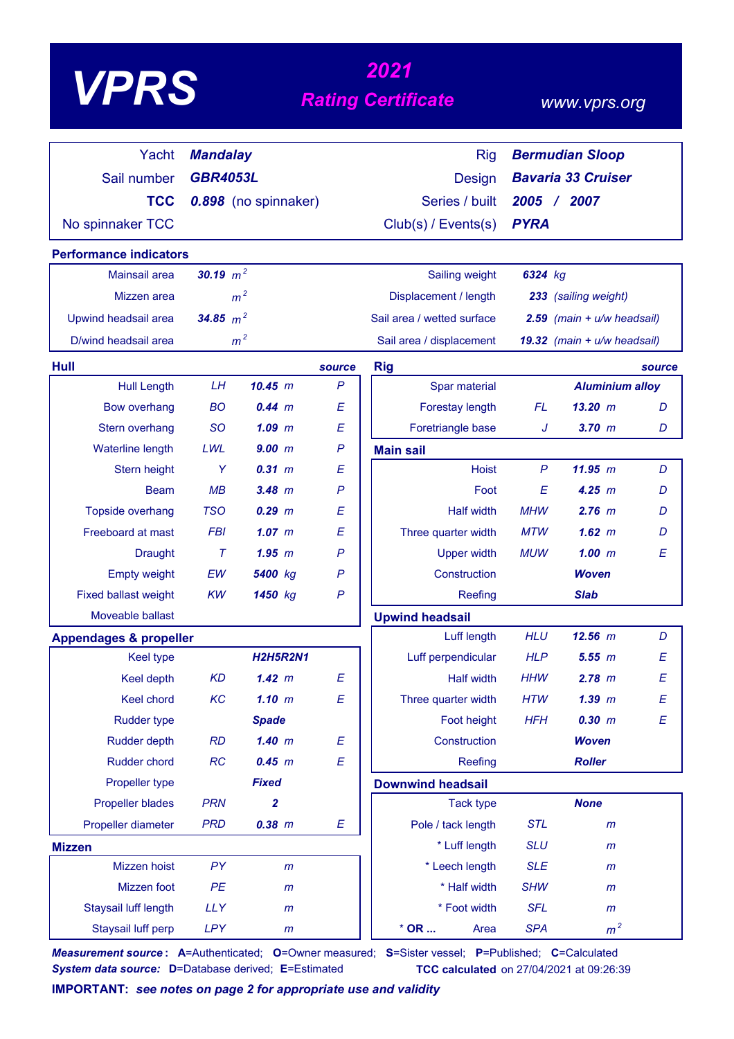# VPRS

## 2021 Rating Certificate

www.vprs.org

| | | | |
|---|---|---|---|
| Yacht | **Mandalay** | Rig | **Bermudian Sloop** |
| Sail number | **GBR4053L** | Design | **Bavaria 33 Cruiser** |
| **TCC** | **0.898** (no spinnaker) | Series / built | **2005 / 2007** |
| No spinnaker TCC | | Club(s) / Events(s) | **PYRA** |

## Performance indicators

| | | | |
|---|---|---|---|
| Mainsail area | **30.19** $m^2$ | Sailing weight | **6324** kg |
| Mizzen area | $m^2$ | Displacement / length | **233** (sailing weight) |
| Upwind headsail area | **34.85** $m^2$ | Sail area / wetted surface | **2.59** (main + u/w headsail) |
| D/wind headsail area | $m^2$ | Sail area / displacement | **19.32** (main + u/w headsail) |

## Hull

| | | | source |
|---|---|---|---|
| Hull Length | LH | **10.45** m | P |
| Bow overhang | BO | **0.44** m | E |
| Stern overhang | SO | **1.09** m | E |
| Waterline length | LWL | **9.00** m | P |
| Stern height | Y | **0.31** m | E |
| Beam | MB | **3.48** m | P |
| Topside overhang | TSO | **0.29** m | E |
| Freeboard at mast | FBI | **1.07** m | E |
| Draught | T | **1.95** m | P |
| Empty weight | EW | **5400** kg | P |
| Fixed ballast weight | KW | **1450** kg | P |
| Moveable ballast | | | |

## Appendages & propeller

| | | | |
|---|---|---|---|
| Keel type | | **H2H5R2N1** | |
| Keel depth | KD | **1.42** m | E |
| Keel chord | KC | **1.10** m | E |
| Rudder type | | **Spade** | |
| Rudder depth | RD | **1.40** m | E |
| Rudder chord | RC | **0.45** m | E |
| Propeller type | | **Fixed** | |
| Propeller blades | PRN | **2** | |
| Propeller diameter | PRD | **0.38** m | E |

## Mizzen

| | | |
|---|---|---|
| Mizzen hoist | PY | m |
| Mizzen foot | PE | m |
| Staysail luff length | LLY | m |
| Staysail luff perp | LPY | m |

## Rig

| | | | source |
|---|---|---|---|
| Spar material | | **Aluminium alloy** | |
| Forestay length | FL | **13.20** m | D |
| Foretriangle base | J | **3.70** m | D |

## Main sail

| | | | |
|---|---|---|---|
| Hoist | P | **11.95** m | D |
| Foot | E | **4.25** m | D |
| Half width | MHW | **2.76** m | D |
| Three quarter width | MTW | **1.62** m | D |
| Upper width | MUW | **1.00** m | E |
| Construction | | **Woven** | |
| Reefing | | **Slab** | |

## Upwind headsail

| | | | |
|---|---|---|---|
| Luff length | HLU | **12.56** m | D |
| Luff perpendicular | HLP | **5.55** m | E |
| Half width | HHW | **2.78** m | E |
| Three quarter width | HTW | **1.39** m | E |
| Foot height | HFH | **0.30** m | E |
| Construction | | **Woven** | |
| Reefing | | **Roller** | |

## Downwind headsail

| | | |
|---|---|---|
| Tack type | | **None** |
| Pole / tack length | STL | m |
| * Luff length | SLU | m |
| * Leech length | SLE | m |
| * Half width | SHW | m |
| * Foot width | SFL | m |
| * OR ... Area | SPA | $m^2$ |

***Measurement source*: A**=Authenticated; **O**=Owner measured; **S**=Sister vessel; **P**=Published; **C**=Calculated

***System data source:* D**=Database derived; **E**=Estimated

**TCC calculated** on 27/04/2021 at 09:26:39

**IMPORTANT:** ***see notes on page 2 for appropriate use and validity***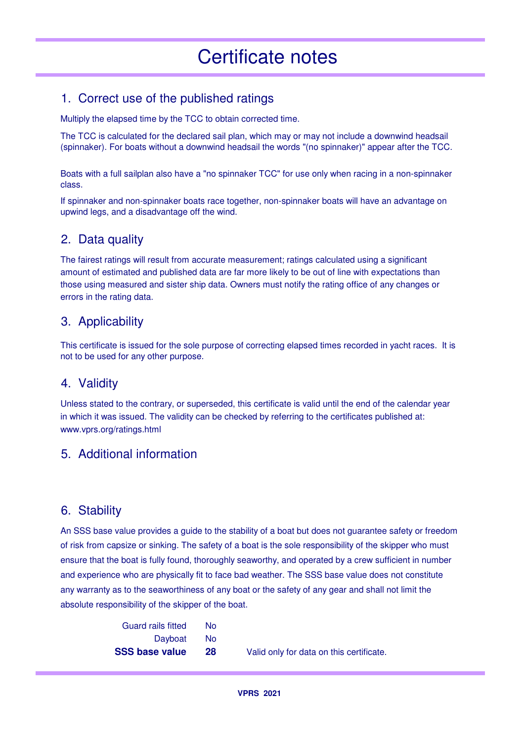# Certificate notes

## 1. Correct use of the published ratings

Multiply the elapsed time by the TCC to obtain corrected time.

The TCC is calculated for the declared sail plan, which may or may not include a downwind headsail (spinnaker). For boats without a downwind headsail the words "(no spinnaker)" appear after the TCC.

Boats with a full sailplan also have a "no spinnaker TCC" for use only when racing in a non-spinnaker class.

If spinnaker and non-spinnaker boats race together, non-spinnaker boats will have an advantage on upwind legs, and a disadvantage off the wind.

## 2. Data quality

The fairest ratings will result from accurate measurement; ratings calculated using a significant amount of estimated and published data are far more likely to be out of line with expectations than those using measured and sister ship data. Owners must notify the rating office of any changes or errors in the rating data.

## 3. Applicability

This certificate is issued for the sole purpose of correcting elapsed times recorded in yacht races. It is not to be used for any other purpose.

## 4. Validity

Unless stated to the contrary, or superseded, this certificate is valid until the end of the calendar year in which it was issued. The validity can be checked by referring to the certificates published at: www.vprs.org/ratings.html

## 5. Additional information

## 6. Stability

An SSS base value provides a guide to the stability of a boat but does not guarantee safety or freedom of risk from capsize or sinking. The safety of a boat is the sole responsibility of the skipper who must ensure that the boat is fully found, thoroughly seaworthy, and operated by a crew sufficient in number and experience who are physically fit to face bad weather. The SSS base value does not constitute any warranty as to the seaworthiness of any boat or the safety of any gear and shall not limit the absolute responsibility of the skipper of the boat.

| | | |
|---|---|---|
| Guard rails fitted | No | |
| Dayboat | No | |
| **SSS base value** | **28** | Valid only for data on this certificate. |

**VPRS 2021**